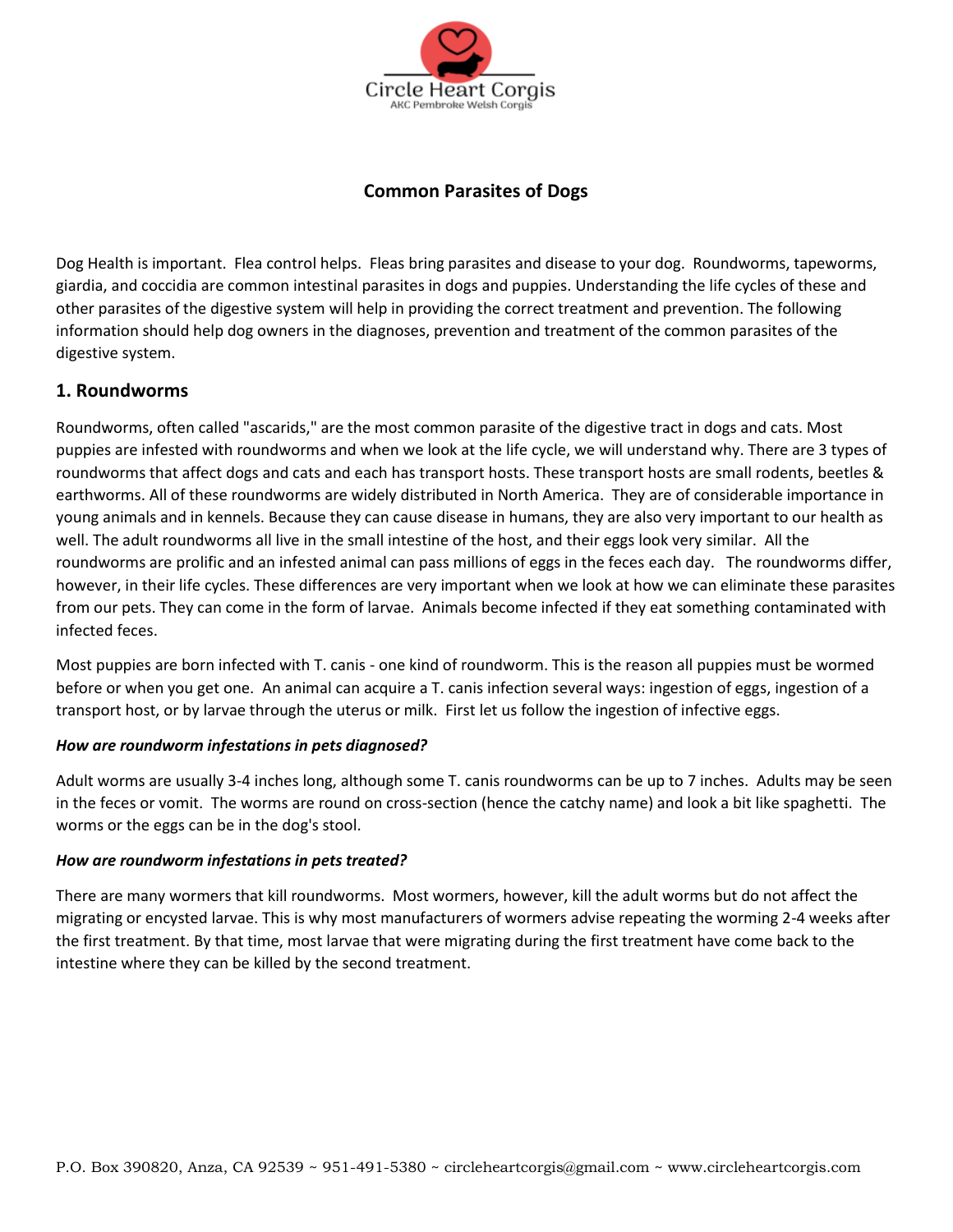Circle Heart Corgis

AKC Pembroke Welsh Corgis

## Common Parasites of Dogs

Dog Health is important. Flea control helps. Fleas bring parasites and disease to your dog. Roundworms, tapeworms, giardia, and coccidia are common intestinal parasites in dogs and puppies. Understanding the life cycles of these and other parasites of the digestive system will help in providing the correct treatment and prevention. The following information should help dog owners in the diagnoses, prevention and treatment of the common parasites of the digestive system.

### 1. Roundworms

Roundworms, often called "ascarids," are the most common parasite of the digestive tract in dogs and cats. Most puppies are infested with roundworms and when we look at the life cycle, we will understand why. There are 3 types of roundworms that affect dogs and cats and each has transport hosts. These transport hosts are small rodents, beetles & earthworms. All of these roundworms are widely distributed in North America. They are of considerable importance in young animals and in kennels. Because they can cause disease in humans, they are also very important to our health as well. The adult roundworms all live in the small intestine of the host, and their eggs look very similar. All the roundworms are prolific and an infested animal can pass millions of eggs in the feces each day. The roundworms differ, however, in their life cycles. These differences are very important when we look at how we can eliminate these parasites from our pets. They can come in the form of larvae. Animals become infected if they eat something contaminated with infected feces.

Most puppies are born infected with T. canis - one kind of roundworm. This is the reason all puppies must be wormed before or when you get one. An animal can acquire a T. canis infection several ways: ingestion of eggs, ingestion of a transport host, or by larvae through the uterus or milk. First let us follow the ingestion of infective eggs.

***How are roundworm infestations in pets diagnosed?***

Adult worms are usually 3-4 inches long, although some T. canis roundworms can be up to 7 inches. Adults may be seen in the feces or vomit. The worms are round on cross-section (hence the catchy name) and look a bit like spaghetti. The worms or the eggs can be in the dog's stool.

***How are roundworm infestations in pets treated?***

There are many wormers that kill roundworms. Most wormers, however, kill the adult worms but do not affect the migrating or encysted larvae. This is why most manufacturers of wormers advise repeating the worming 2-4 weeks after the first treatment. By that time, most larvae that were migrating during the first treatment have come back to the intestine where they can be killed by the second treatment.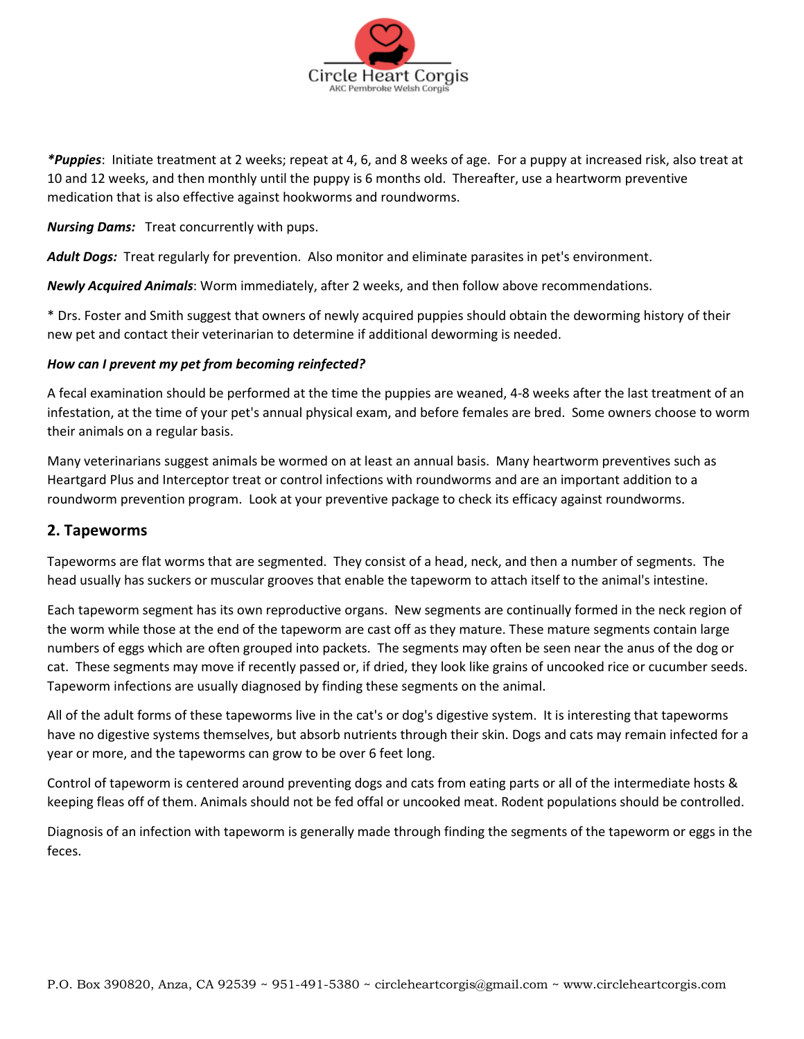***Puppies***: Initiate treatment at 2 weeks; repeat at 4, 6, and 8 weeks of age. For a puppy at increased risk, also treat at 10 and 12 weeks, and then monthly until the puppy is 6 months old. Thereafter, use a heartworm preventive medication that is also effective against hookworms and roundworms.

***Nursing Dams:*** Treat concurrently with pups.

***Adult Dogs:*** Treat regularly for prevention. Also monitor and eliminate parasites in pet's environment.

***Newly Acquired Animals***: Worm immediately, after 2 weeks, and then follow above recommendations.

* Drs. Foster and Smith suggest that owners of newly acquired puppies should obtain the deworming history of their new pet and contact their veterinarian to determine if additional deworming is needed.

***How can I prevent my pet from becoming reinfected?***

A fecal examination should be performed at the time the puppies are weaned, 4-8 weeks after the last treatment of an infestation, at the time of your pet's annual physical exam, and before females are bred. Some owners choose to worm their animals on a regular basis.

Many veterinarians suggest animals be wormed on at least an annual basis. Many heartworm preventives such as Heartgard Plus and Interceptor treat or control infections with roundworms and are an important addition to a roundworm prevention program. Look at your preventive package to check its efficacy against roundworms.

## 2. Tapeworms

Tapeworms are flat worms that are segmented. They consist of a head, neck, and then a number of segments. The head usually has suckers or muscular grooves that enable the tapeworm to attach itself to the animal's intestine.

Each tapeworm segment has its own reproductive organs. New segments are continually formed in the neck region of the worm while those at the end of the tapeworm are cast off as they mature. These mature segments contain large numbers of eggs which are often grouped into packets. The segments may often be seen near the anus of the dog or cat. These segments may move if recently passed or, if dried, they look like grains of uncooked rice or cucumber seeds. Tapeworm infections are usually diagnosed by finding these segments on the animal.

All of the adult forms of these tapeworms live in the cat's or dog's digestive system. It is interesting that tapeworms have no digestive systems themselves, but absorb nutrients through their skin. Dogs and cats may remain infected for a year or more, and the tapeworms can grow to be over 6 feet long.

Control of tapeworm is centered around preventing dogs and cats from eating parts or all of the intermediate hosts & keeping fleas off of them. Animals should not be fed offal or uncooked meat. Rodent populations should be controlled.

Diagnosis of an infection with tapeworm is generally made through finding the segments of the tapeworm or eggs in the feces.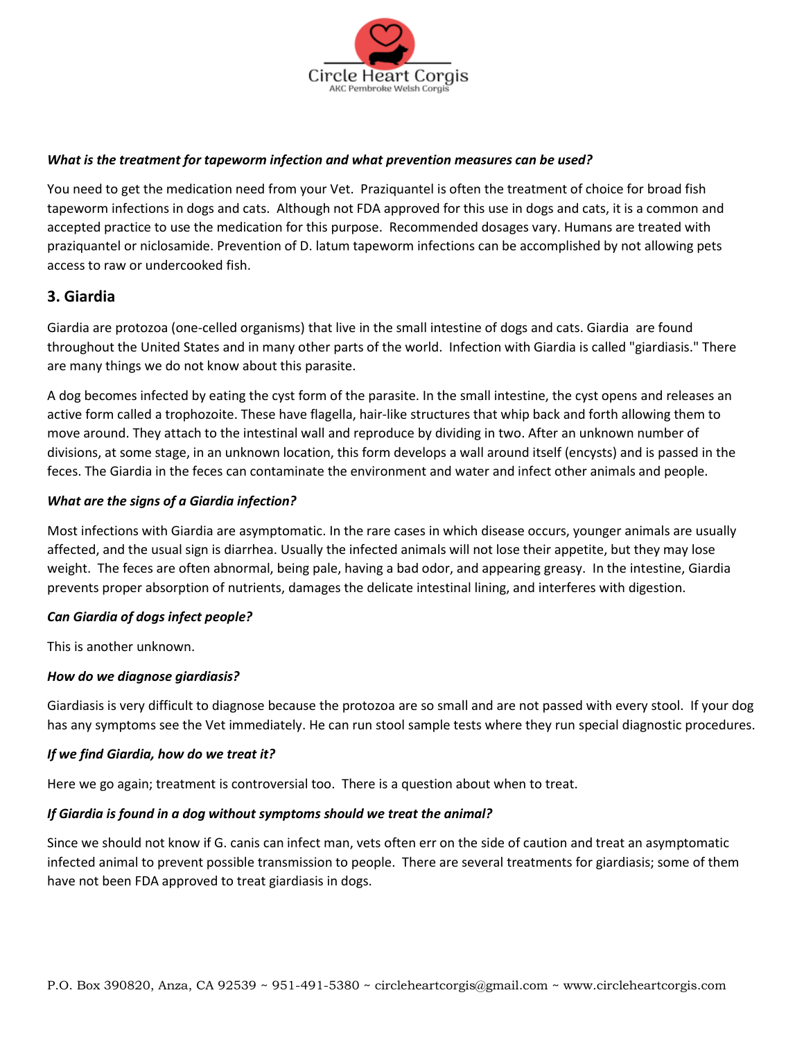***What is the treatment for tapeworm infection and what prevention measures can be used?***

You need to get the medication need from your Vet. Praziquantel is often the treatment of choice for broad fish tapeworm infections in dogs and cats. Although not FDA approved for this use in dogs and cats, it is a common and accepted practice to use the medication for this purpose. Recommended dosages vary. Humans are treated with praziquantel or niclosamide. Prevention of D. latum tapeworm infections can be accomplished by not allowing pets access to raw or undercooked fish.

## 3. Giardia

Giardia are protozoa (one-celled organisms) that live in the small intestine of dogs and cats. Giardia are found throughout the United States and in many other parts of the world. Infection with Giardia is called "giardiasis." There are many things we do not know about this parasite.

A dog becomes infected by eating the cyst form of the parasite. In the small intestine, the cyst opens and releases an active form called a trophozoite. These have flagella, hair-like structures that whip back and forth allowing them to move around. They attach to the intestinal wall and reproduce by dividing in two. After an unknown number of divisions, at some stage, in an unknown location, this form develops a wall around itself (encysts) and is passed in the feces. The Giardia in the feces can contaminate the environment and water and infect other animals and people.

***What are the signs of a Giardia infection?***

Most infections with Giardia are asymptomatic. In the rare cases in which disease occurs, younger animals are usually affected, and the usual sign is diarrhea. Usually the infected animals will not lose their appetite, but they may lose weight. The feces are often abnormal, being pale, having a bad odor, and appearing greasy. In the intestine, Giardia prevents proper absorption of nutrients, damages the delicate intestinal lining, and interferes with digestion.

***Can Giardia of dogs infect people?***

This is another unknown.

***How do we diagnose giardiasis?***

Giardiasis is very difficult to diagnose because the protozoa are so small and are not passed with every stool. If your dog has any symptoms see the Vet immediately. He can run stool sample tests where they run special diagnostic procedures.

***If we find Giardia, how do we treat it?***

Here we go again; treatment is controversial too. There is a question about when to treat.

***If Giardia is found in a dog without symptoms should we treat the animal?***

Since we should not know if G. canis can infect man, vets often err on the side of caution and treat an asymptomatic infected animal to prevent possible transmission to people. There are several treatments for giardiasis; some of them have not been FDA approved to treat giardiasis in dogs.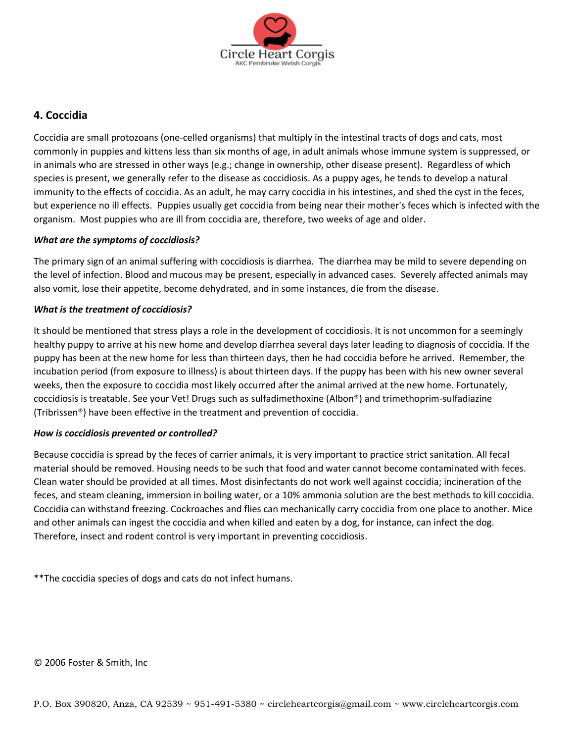## 4. Coccidia

Coccidia are small protozoans (one-celled organisms) that multiply in the intestinal tracts of dogs and cats, most commonly in puppies and kittens less than six months of age, in adult animals whose immune system is suppressed, or in animals who are stressed in other ways (e.g.; change in ownership, other disease present). Regardless of which species is present, we generally refer to the disease as coccidiosis. As a puppy ages, he tends to develop a natural immunity to the effects of coccidia. As an adult, he may carry coccidia in his intestines, and shed the cyst in the feces, but experience no ill effects. Puppies usually get coccidia from being near their mother's feces which is infected with the organism. Most puppies who are ill from coccidia are, therefore, two weeks of age and older.

***What are the symptoms of coccidiosis?***

The primary sign of an animal suffering with coccidiosis is diarrhea. The diarrhea may be mild to severe depending on the level of infection. Blood and mucous may be present, especially in advanced cases. Severely affected animals may also vomit, lose their appetite, become dehydrated, and in some instances, die from the disease.

***What is the treatment of coccidiosis?***

It should be mentioned that stress plays a role in the development of coccidiosis. It is not uncommon for a seemingly healthy puppy to arrive at his new home and develop diarrhea several days later leading to diagnosis of coccidia. If the puppy has been at the new home for less than thirteen days, then he had coccidia before he arrived. Remember, the incubation period (from exposure to illness) is about thirteen days. If the puppy has been with his new owner several weeks, then the exposure to coccidia most likely occurred after the animal arrived at the new home. Fortunately, coccidiosis is treatable. See your Vet! Drugs such as sulfadimethoxine (Albon®) and trimethoprim-sulfadiazine (Tribrissen®) have been effective in the treatment and prevention of coccidia.

***How is coccidiosis prevented or controlled?***

Because coccidia is spread by the feces of carrier animals, it is very important to practice strict sanitation. All fecal material should be removed. Housing needs to be such that food and water cannot become contaminated with feces. Clean water should be provided at all times. Most disinfectants do not work well against coccidia; incineration of the feces, and steam cleaning, immersion in boiling water, or a 10% ammonia solution are the best methods to kill coccidia. Coccidia can withstand freezing. Cockroaches and flies can mechanically carry coccidia from one place to another. Mice and other animals can ingest the coccidia and when killed and eaten by a dog, for instance, can infect the dog. Therefore, insect and rodent control is very important in preventing coccidiosis.

**The coccidia species of dogs and cats do not infect humans.

© 2006 Foster & Smith, Inc